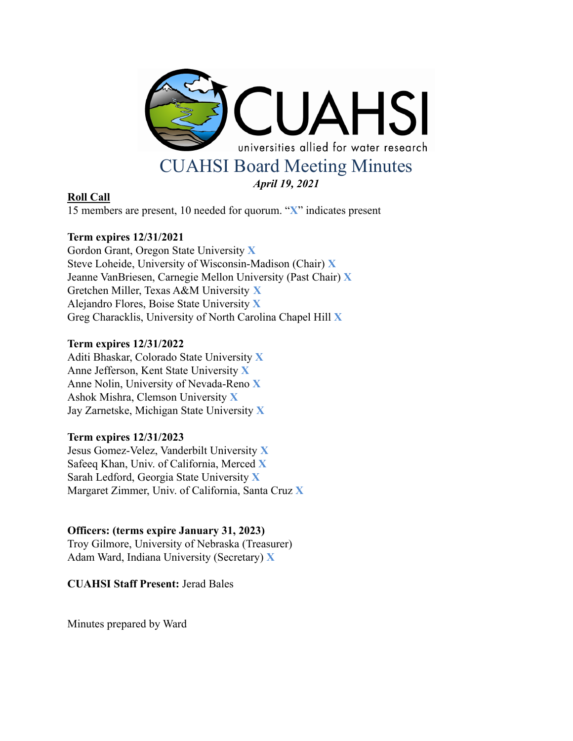# CUAHSI Board Meeting Minutes

*April 19, 2021*

**Roll Call**

15 members are present, 10 needed for quorum. "**X**" indicates present

**Term expires 12/31/2021**

Gordon Grant, Oregon State University **X**
Steve Loheide, University of Wisconsin-Madison (Chair) **X**
Jeanne VanBriesen, Carnegie Mellon University (Past Chair) **X**
Gretchen Miller, Texas A&M University **X**
Alejandro Flores, Boise State University **X**
Greg Characklis, University of North Carolina Chapel Hill **X**

**Term expires 12/31/2022**

Aditi Bhaskar, Colorado State University **X**
Anne Jefferson, Kent State University **X**
Anne Nolin, University of Nevada-Reno **X**
Ashok Mishra, Clemson University **X**
Jay Zarnetske, Michigan State University **X**

**Term expires 12/31/2023**

Jesus Gomez-Velez, Vanderbilt University **X**
Safeeq Khan, Univ. of California, Merced **X**
Sarah Ledford, Georgia State University **X**
Margaret Zimmer, Univ. of California, Santa Cruz **X**

**Officers: (terms expire January 31, 2023)**

Troy Gilmore, University of Nebraska (Treasurer)
Adam Ward, Indiana University (Secretary) **X**

**CUAHSI Staff Present:** Jerad Bales

Minutes prepared by Ward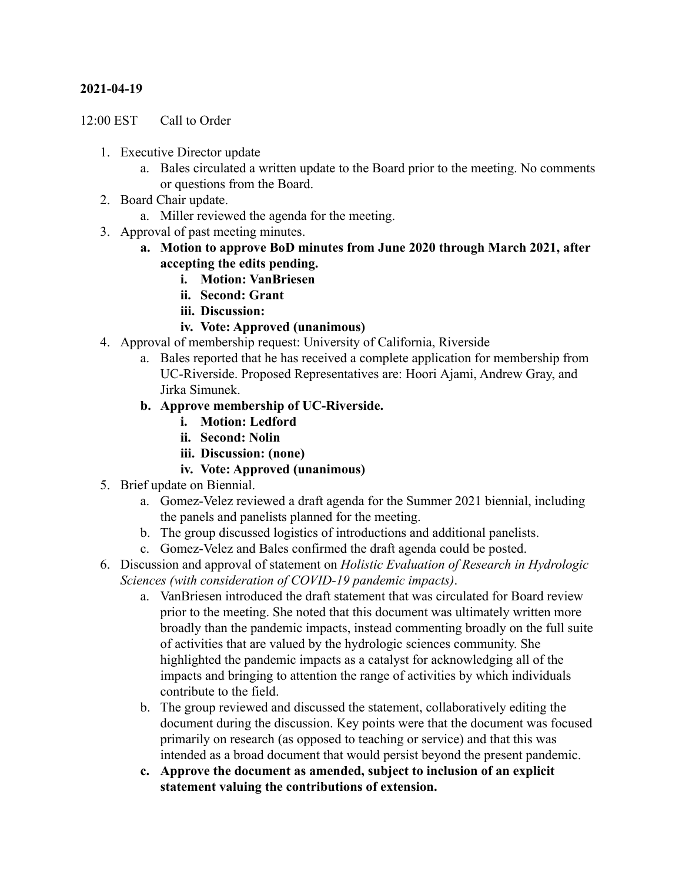**2021-04-19**

12:00 EST Call to Order

1. Executive Director update
    a. Bales circulated a written update to the Board prior to the meeting. No comments or questions from the Board.
2. Board Chair update.
    a. Miller reviewed the agenda for the meeting.
3. Approval of past meeting minutes.
    a. **Motion to approve BoD minutes from June 2020 through March 2021, after accepting the edits pending.**
        i. **Motion: VanBriesen**
        ii. **Second: Grant**
        iii. **Discussion:**
        iv. **Vote: Approved (unanimous)**
4. Approval of membership request: University of California, Riverside
    a. Bales reported that he has received a complete application for membership from UC-Riverside. Proposed Representatives are: Hoori Ajami, Andrew Gray, and Jirka Simunek.
    b. **Approve membership of UC-Riverside.**
        i. **Motion: Ledford**
        ii. **Second: Nolin**
        iii. **Discussion: (none)**
        iv. **Vote: Approved (unanimous)**
5. Brief update on Biennial.
    a. Gomez-Velez reviewed a draft agenda for the Summer 2021 biennial, including the panels and panelists planned for the meeting.
    b. The group discussed logistics of introductions and additional panelists.
    c. Gomez-Velez and Bales confirmed the draft agenda could be posted.
6. Discussion and approval of statement on *Holistic Evaluation of Research in Hydrologic Sciences (with consideration of COVID-19 pandemic impacts)*.
    a. VanBriesen introduced the draft statement that was circulated for Board review prior to the meeting. She noted that this document was ultimately written more broadly than the pandemic impacts, instead commenting broadly on the full suite of activities that are valued by the hydrologic sciences community. She highlighted the pandemic impacts as a catalyst for acknowledging all of the impacts and bringing to attention the range of activities by which individuals contribute to the field.
    b. The group reviewed and discussed the statement, collaboratively editing the document during the discussion. Key points were that the document was focused primarily on research (as opposed to teaching or service) and that this was intended as a broad document that would persist beyond the present pandemic.
    c. **Approve the document as amended, subject to inclusion of an explicit statement valuing the contributions of extension.**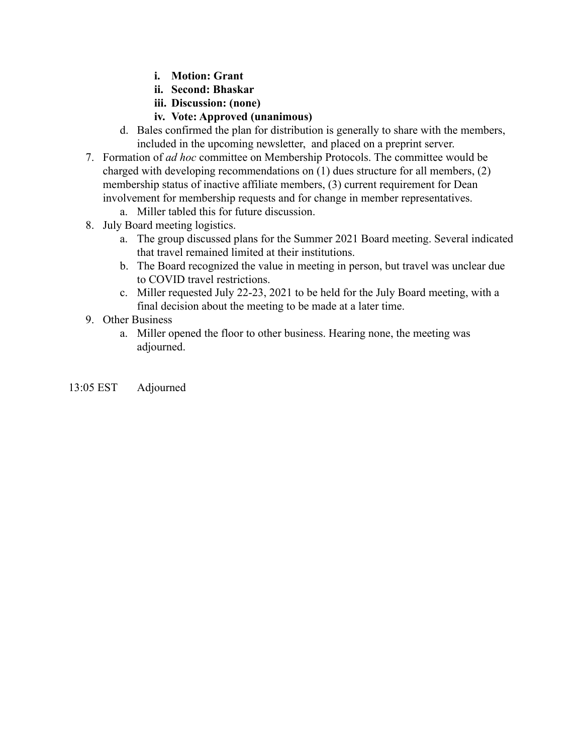i. **Motion: Grant**
        ii. **Second: Bhaskar**
        iii. **Discussion: (none)**
        iv. **Vote: Approved (unanimous)**
    d. Bales confirmed the plan for distribution is generally to share with the members, included in the upcoming newsletter, and placed on a preprint server.
7. Formation of *ad hoc* committee on Membership Protocols. The committee would be charged with developing recommendations on (1) dues structure for all members, (2) membership status of inactive affiliate members, (3) current requirement for Dean involvement for membership requests and for change in member representatives.
    a. Miller tabled this for future discussion.
8. July Board meeting logistics.
    a. The group discussed plans for the Summer 2021 Board meeting. Several indicated that travel remained limited at their institutions.
    b. The Board recognized the value in meeting in person, but travel was unclear due to COVID travel restrictions.
    c. Miller requested July 22-23, 2021 to be held for the July Board meeting, with a final decision about the meeting to be made at a later time.
9. Other Business
    a. Miller opened the floor to other business. Hearing none, the meeting was adjourned.

13:05 EST    Adjourned